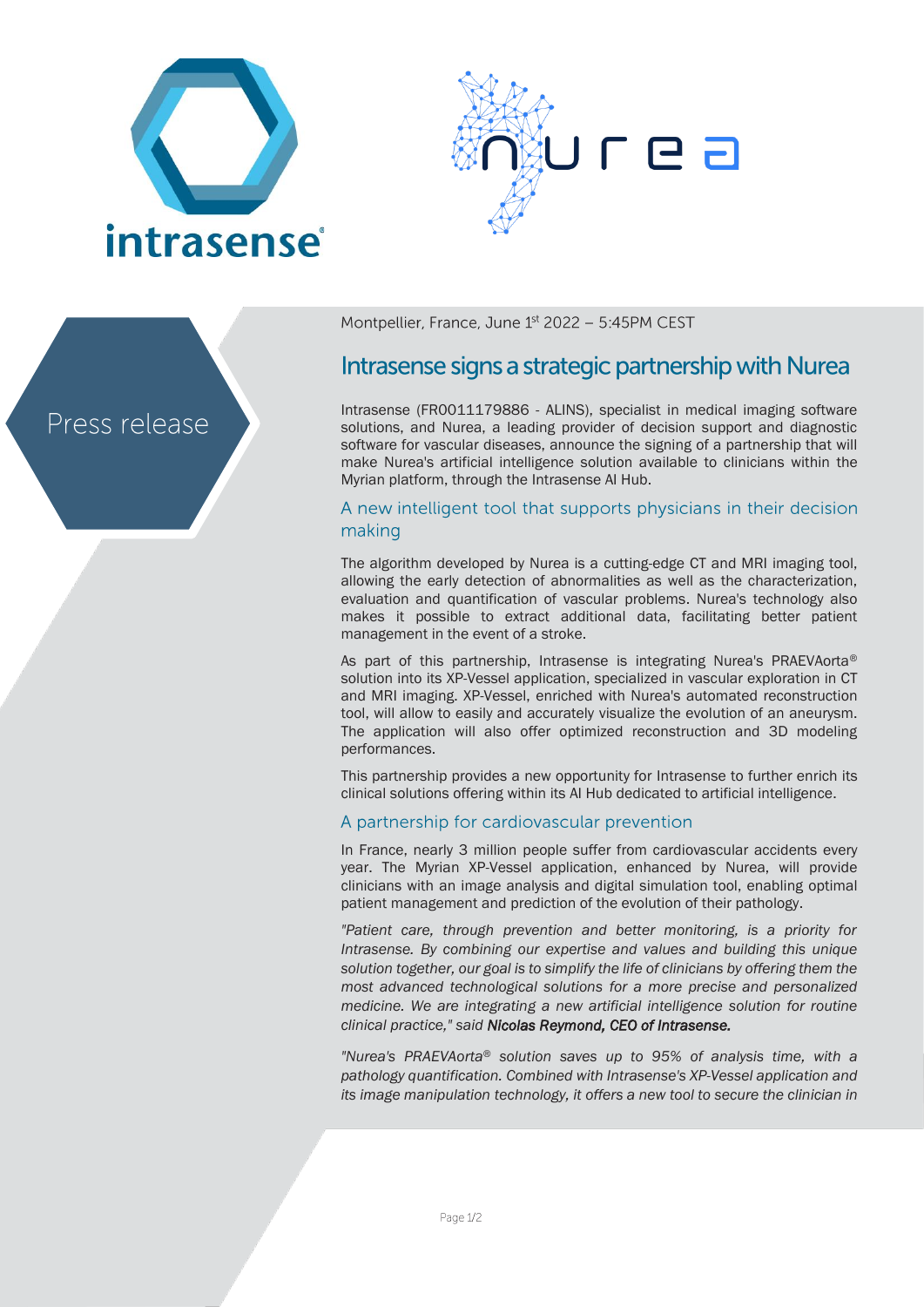Press release

Montpellier, France, June 1st 2022 – 5:45PM CEST

# Intrasense signs a strategic partnership with Nurea

Intrasense (FR0011179886 - ALINS), specialist in medical imaging software solutions, and Nurea, a leading provider of decision support and diagnostic software for vascular diseases, announce the signing of a partnership that will make Nurea's artificial intelligence solution available to clinicians within the Myrian platform, through the Intrasense AI Hub.

## A new intelligent tool that supports physicians in their decision making

The algorithm developed by Nurea is a cutting-edge CT and MRI imaging tool, allowing the early detection of abnormalities as well as the characterization, evaluation and quantification of vascular problems. Nurea's technology also makes it possible to extract additional data, facilitating better patient management in the event of a stroke.

As part of this partnership, Intrasense is integrating Nurea's PRAEVAorta® solution into its XP-Vessel application, specialized in vascular exploration in CT and MRI imaging. XP-Vessel, enriched with Nurea's automated reconstruction tool, will allow to easily and accurately visualize the evolution of an aneurysm. The application will also offer optimized reconstruction and 3D modeling performances.

This partnership provides a new opportunity for Intrasense to further enrich its clinical solutions offering within its AI Hub dedicated to artificial intelligence.

## A partnership for cardiovascular prevention

In France, nearly 3 million people suffer from cardiovascular accidents every year. The Myrian XP-Vessel application, enhanced by Nurea, will provide clinicians with an image analysis and digital simulation tool, enabling optimal patient management and prediction of the evolution of their pathology.

*"Patient care, through prevention and better monitoring, is a priority for Intrasense. By combining our expertise and values and building this unique solution together, our goal is to simplify the life of clinicians by offering them the most advanced technological solutions for a more precise and personalized medicine. We are integrating a new artificial intelligence solution for routine clinical practice," said* ***Nicolas Reymond, CEO of Intrasense.***

*"Nurea's PRAEVAorta® solution saves up to 95% of analysis time, with a pathology quantification. Combined with Intrasense's XP-Vessel application and its image manipulation technology, it offers a new tool to secure the clinician in*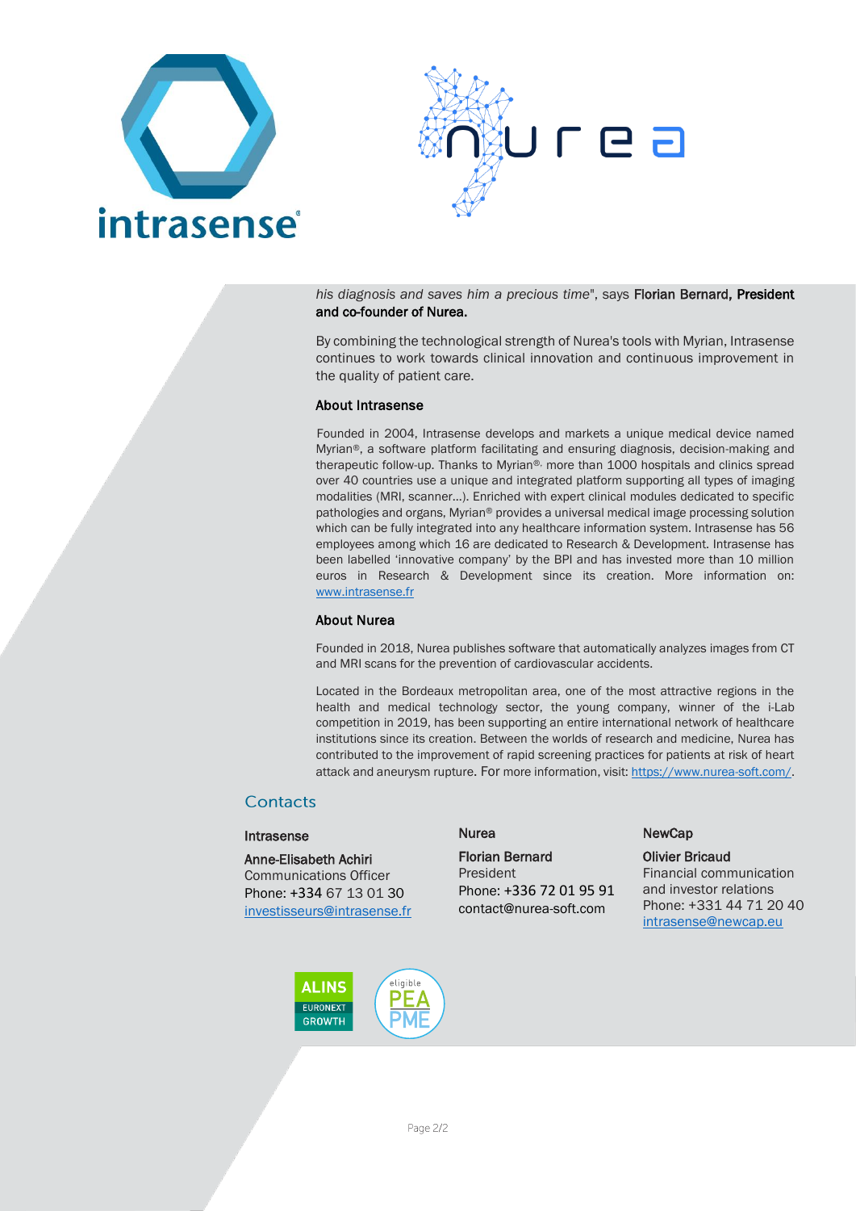*his diagnosis and saves him a precious time*", says **Florian Bernard, President and co-founder of Nurea.**

By combining the technological strength of Nurea's tools with Myrian, Intrasense continues to work towards clinical innovation and continuous improvement in the quality of patient care.

### About Intrasense

Founded in 2004, Intrasense develops and markets a unique medical device named Myrian®, a software platform facilitating and ensuring diagnosis, decision-making and therapeutic follow-up. Thanks to Myrian®, more than 1000 hospitals and clinics spread over 40 countries use a unique and integrated platform supporting all types of imaging modalities (MRI, scanner…). Enriched with expert clinical modules dedicated to specific pathologies and organs, Myrian® provides a universal medical image processing solution which can be fully integrated into any healthcare information system. Intrasense has 56 employees among which 16 are dedicated to Research & Development. Intrasense has been labelled 'innovative company' by the BPI and has invested more than 10 million euros in Research & Development since its creation. More information on: www.intrasense.fr

### About Nurea

Founded in 2018, Nurea publishes software that automatically analyzes images from CT and MRI scans for the prevention of cardiovascular accidents.

Located in the Bordeaux metropolitan area, one of the most attractive regions in the health and medical technology sector, the young company, winner of the i-Lab competition in 2019, has been supporting an entire international network of healthcare institutions since its creation. Between the worlds of research and medicine, Nurea has contributed to the improvement of rapid screening practices for patients at risk of heart attack and aneurysm rupture. For more information, visit: https://www.nurea-soft.com/.

## Contacts

**Intrasense**

**Anne-Elisabeth Achiri**
Communications Officer
Phone: +334 67 13 01 30
investisseurs@intrasense.fr

**Nurea**

**Florian Bernard**
President
Phone: +336 72 01 95 91
contact@nurea-soft.com

**NewCap**

**Olivier Bricaud**
Financial communication and investor relations
Phone: +331 44 71 20 40
intrasense@newcap.eu

ALINS EURONEXT GROWTH

eligible PEA PME